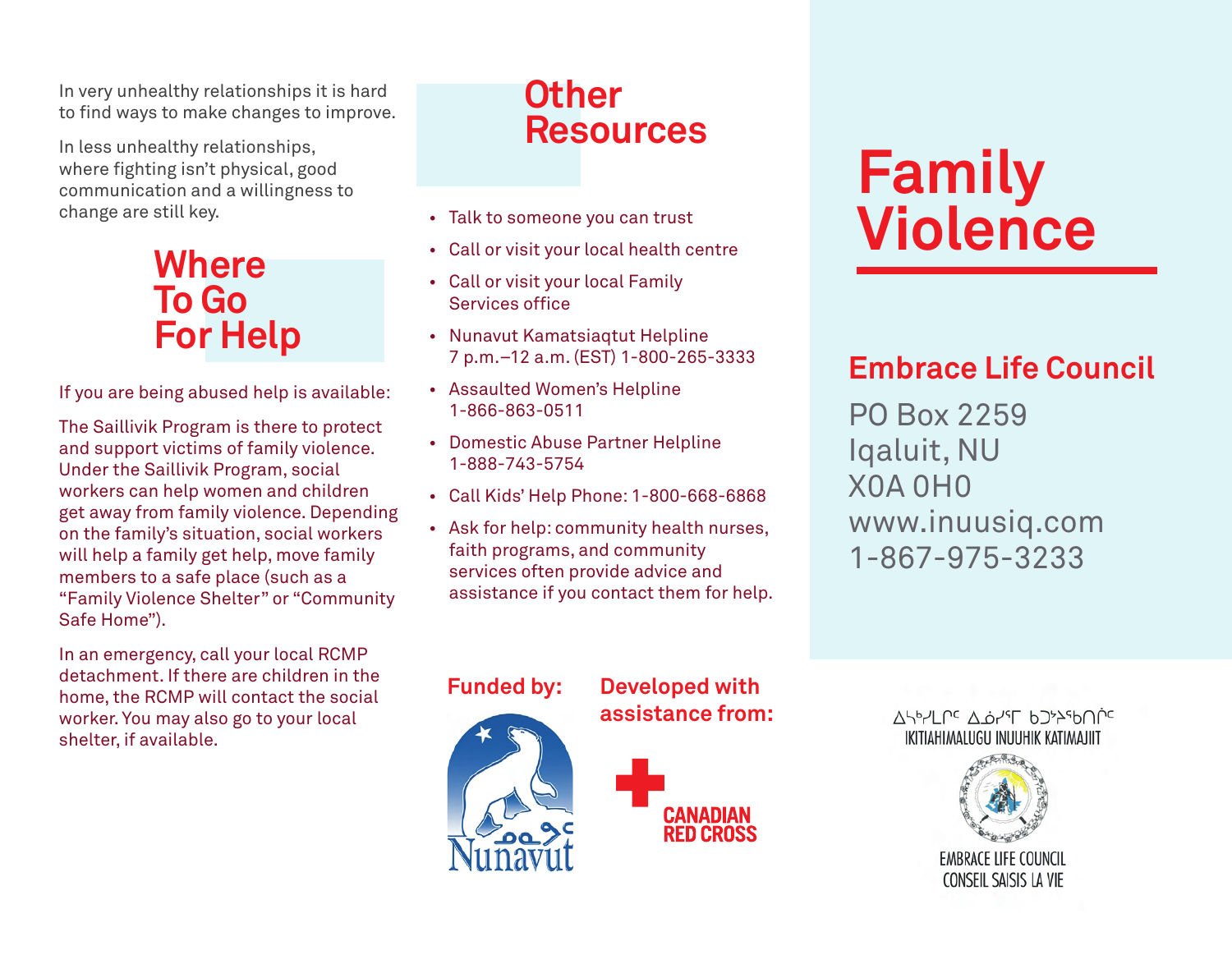In very unhealthy relationships it is hard to find ways to make changes to improve.

In less unhealthy relationships, where fighting isn't physical, good communication and a willingness to change are still key.

## Where To Go For Help

If you are being abused help is available:

The Saillivik Program is there to protect and support victims of family violence. Under the Saillivik Program, social workers can help women and children get away from family violence. Depending on the family's situation, social workers will help a family get help, move family members to a safe place (such as a "Family Violence Shelter" or "Community Safe Home").

In an emergency, call your local RCMP detachment. If there are children in the home, the RCMP will contact the social worker. You may also go to your local shelter, if available.

## Other Resources

- Talk to someone you can trust
- Call or visit your local health centre
- Call or visit your local Family Services office
- Nunavut Kamatsiaqtut Helpline 7 p.m.–12 a.m. (EST) 1-800-265-3333
- Assaulted Women's Helpline 1-866-863-0511
- Domestic Abuse Partner Helpline 1-888-743-5754
- Call Kids' Help Phone: 1-800-668-6868
- Ask for help: community health nurses, faith programs, and community services often provide advice and assistance if you contact them for help.

**Funded by:**

ᓄᓇᕗᑦ Nunavut

**Developed with assistance from:**

CANADIAN RED CROSS

# Family Violence

## Embrace Life Council

PO Box 2259
Iqaluit, NU
X0A 0H0
www.inuusiq.com
1-867-975-3233

ᐃᓱᒃᐱᒪᒋᑦ ᐃᓅᓯᖅ ᑲᑐᔾᔨᖃᑎᒌᑦ
IKITIAHIMALUGU INUUHIK KATIMAJIIT

EMBRACE LIFE COUNCIL
CONSEIL SAISIS LA VIE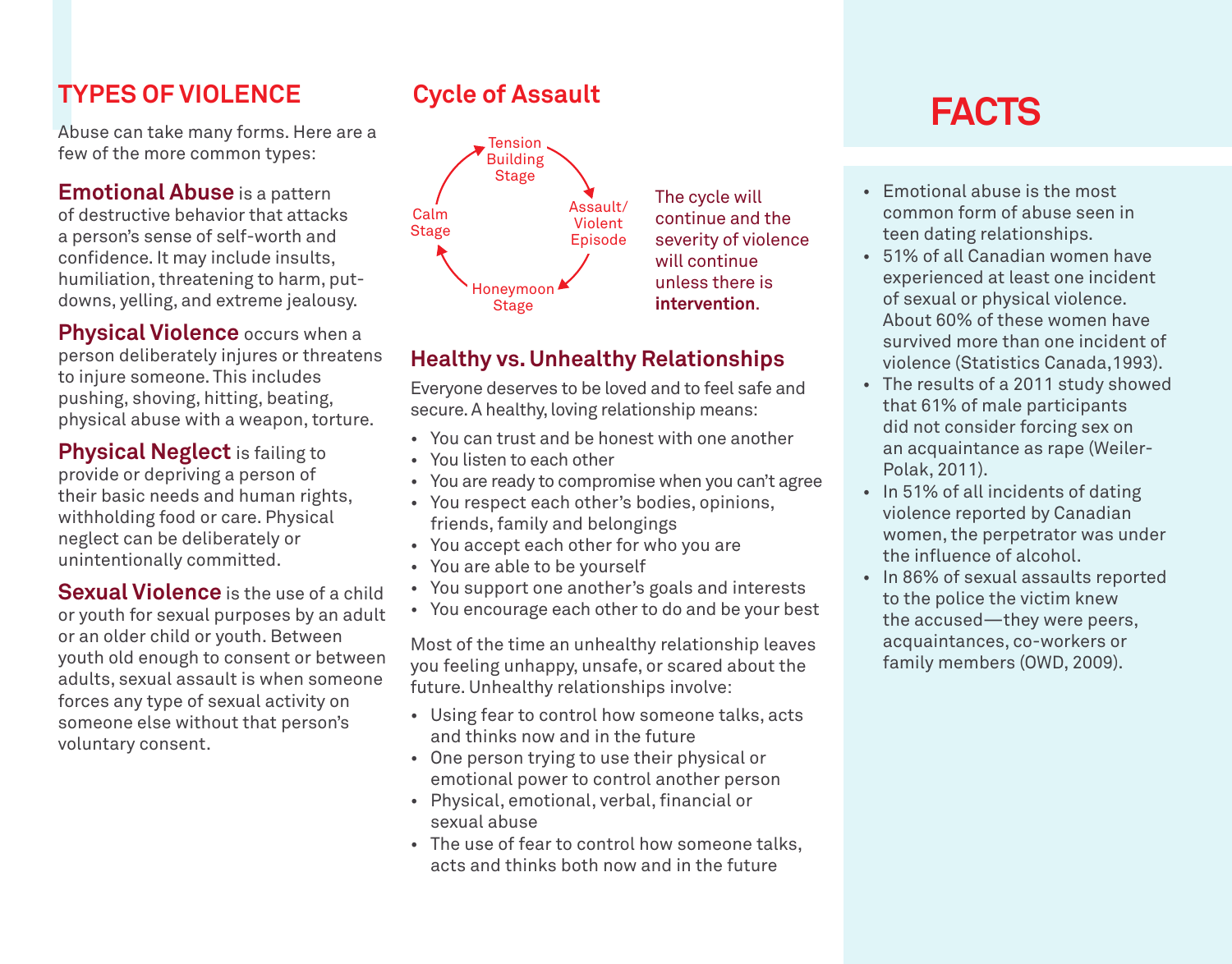## TYPES OF VIOLENCE

Abuse can take many forms. Here are a few of the more common types:

**Emotional Abuse** is a pattern of destructive behavior that attacks a person's sense of self-worth and confidence. It may include insults, humiliation, threatening to harm, put-downs, yelling, and extreme jealousy.

**Physical Violence** occurs when a person deliberately injures or threatens to injure someone. This includes pushing, shoving, hitting, beating, physical abuse with a weapon, torture.

**Physical Neglect** is failing to provide or depriving a person of their basic needs and human rights, withholding food or care. Physical neglect can be deliberately or unintentionally committed.

**Sexual Violence** is the use of a child or youth for sexual purposes by an adult or an older child or youth. Between youth old enough to consent or between adults, sexual assault is when someone forces any type of sexual activity on someone else without that person's voluntary consent.

## Cycle of Assault

Tension Building Stage

Assault/ Violent Episode

Honeymoon Stage

Calm Stage

The cycle will continue and the severity of violence will continue unless there is **intervention**.

### Healthy vs. Unhealthy Relationships

Everyone deserves to be loved and to feel safe and secure. A healthy, loving relationship means:

- You can trust and be honest with one another
- You listen to each other
- You are ready to compromise when you can't agree
- You respect each other's bodies, opinions, friends, family and belongings
- You accept each other for who you are
- You are able to be yourself
- You support one another's goals and interests
- You encourage each other to do and be your best

Most of the time an unhealthy relationship leaves you feeling unhappy, unsafe, or scared about the future. Unhealthy relationships involve:

- Using fear to control how someone talks, acts and thinks now and in the future
- One person trying to use their physical or emotional power to control another person
- Physical, emotional, verbal, financial or sexual abuse
- The use of fear to control how someone talks, acts and thinks both now and in the future

## FACTS

- Emotional abuse is the most common form of abuse seen in teen dating relationships.
- 51% of all Canadian women have experienced at least one incident of sexual or physical violence. About 60% of these women have survived more than one incident of violence (Statistics Canada,1993).
- The results of a 2011 study showed that 61% of male participants did not consider forcing sex on an acquaintance as rape (Weiler-Polak, 2011).
- In 51% of all incidents of dating violence reported by Canadian women, the perpetrator was under the influence of alcohol.
- In 86% of sexual assaults reported to the police the victim knew the accused—they were peers, acquaintances, co-workers or family members (OWD, 2009).